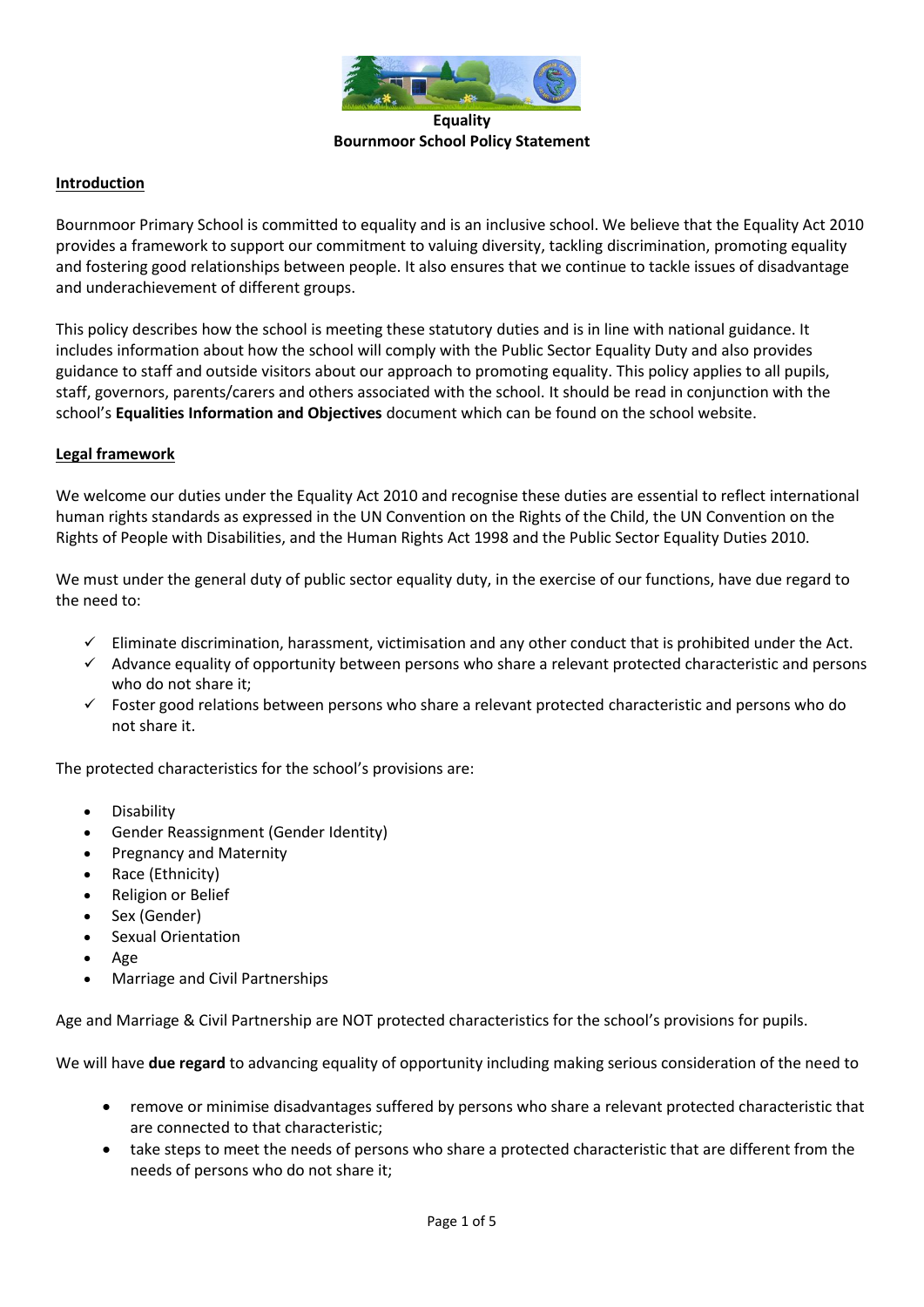**Equality**
**Bournmoor School Policy Statement**

**Introduction**

Bournmoor Primary School is committed to equality and is an inclusive school. We believe that the Equality Act 2010 provides a framework to support our commitment to valuing diversity, tackling discrimination, promoting equality and fostering good relationships between people. It also ensures that we continue to tackle issues of disadvantage and underachievement of different groups.

This policy describes how the school is meeting these statutory duties and is in line with national guidance. It includes information about how the school will comply with the Public Sector Equality Duty and also provides guidance to staff and outside visitors about our approach to promoting equality. This policy applies to all pupils, staff, governors, parents/carers and others associated with the school. It should be read in conjunction with the school's **Equalities Information and Objectives** document which can be found on the school website.

**Legal framework**

We welcome our duties under the Equality Act 2010 and recognise these duties are essential to reflect international human rights standards as expressed in the UN Convention on the Rights of the Child, the UN Convention on the Rights of People with Disabilities, and the Human Rights Act 1998 and the Public Sector Equality Duties 2010.

We must under the general duty of public sector equality duty, in the exercise of our functions, have due regard to the need to:

- ✓ Eliminate discrimination, harassment, victimisation and any other conduct that is prohibited under the Act.
- ✓ Advance equality of opportunity between persons who share a relevant protected characteristic and persons who do not share it;
- ✓ Foster good relations between persons who share a relevant protected characteristic and persons who do not share it.

The protected characteristics for the school's provisions are:

- Disability
- Gender Reassignment (Gender Identity)
- Pregnancy and Maternity
- Race (Ethnicity)
- Religion or Belief
- Sex (Gender)
- Sexual Orientation
- Age
- Marriage and Civil Partnerships

Age and Marriage & Civil Partnership are NOT protected characteristics for the school's provisions for pupils.

We will have **due regard** to advancing equality of opportunity including making serious consideration of the need to

- remove or minimise disadvantages suffered by persons who share a relevant protected characteristic that are connected to that characteristic;
- take steps to meet the needs of persons who share a protected characteristic that are different from the needs of persons who do not share it;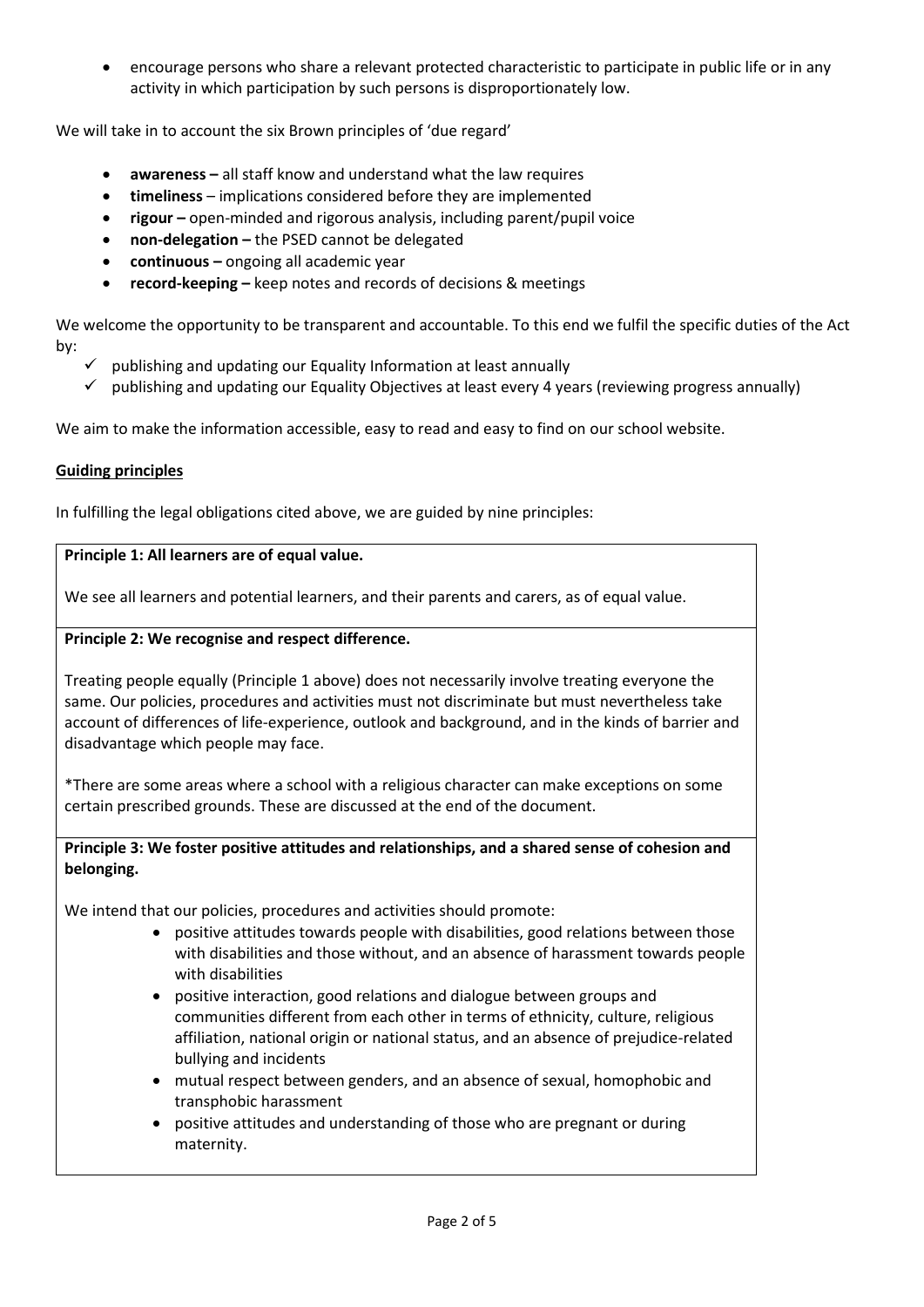- encourage persons who share a relevant protected characteristic to participate in public life or in any activity in which participation by such persons is disproportionately low.

We will take in to account the six Brown principles of 'due regard'

- **awareness –** all staff know and understand what the law requires
- **timeliness** – implications considered before they are implemented
- **rigour –** open-minded and rigorous analysis, including parent/pupil voice
- **non-delegation –** the PSED cannot be delegated
- **continuous –** ongoing all academic year
- **record-keeping –** keep notes and records of decisions & meetings

We welcome the opportunity to be transparent and accountable. To this end we fulfil the specific duties of the Act by:

- ✓ publishing and updating our Equality Information at least annually
- ✓ publishing and updating our Equality Objectives at least every 4 years (reviewing progress annually)

We aim to make the information accessible, easy to read and easy to find on our school website.

## Guiding principles

In fulfilling the legal obligations cited above, we are guided by nine principles:

**Principle 1: All learners are of equal value.**

We see all learners and potential learners, and their parents and carers, as of equal value.

**Principle 2: We recognise and respect difference.**

Treating people equally (Principle 1 above) does not necessarily involve treating everyone the same. Our policies, procedures and activities must not discriminate but must nevertheless take account of differences of life-experience, outlook and background, and in the kinds of barrier and disadvantage which people may face.

*There are some areas where a school with a religious character can make exceptions on some certain prescribed grounds. These are discussed at the end of the document.

**Principle 3: We foster positive attitudes and relationships, and a shared sense of cohesion and belonging.**

We intend that our policies, procedures and activities should promote:

- positive attitudes towards people with disabilities, good relations between those with disabilities and those without, and an absence of harassment towards people with disabilities
- positive interaction, good relations and dialogue between groups and communities different from each other in terms of ethnicity, culture, religious affiliation, national origin or national status, and an absence of prejudice-related bullying and incidents
- mutual respect between genders, and an absence of sexual, homophobic and transphobic harassment
- positive attitudes and understanding of those who are pregnant or during maternity.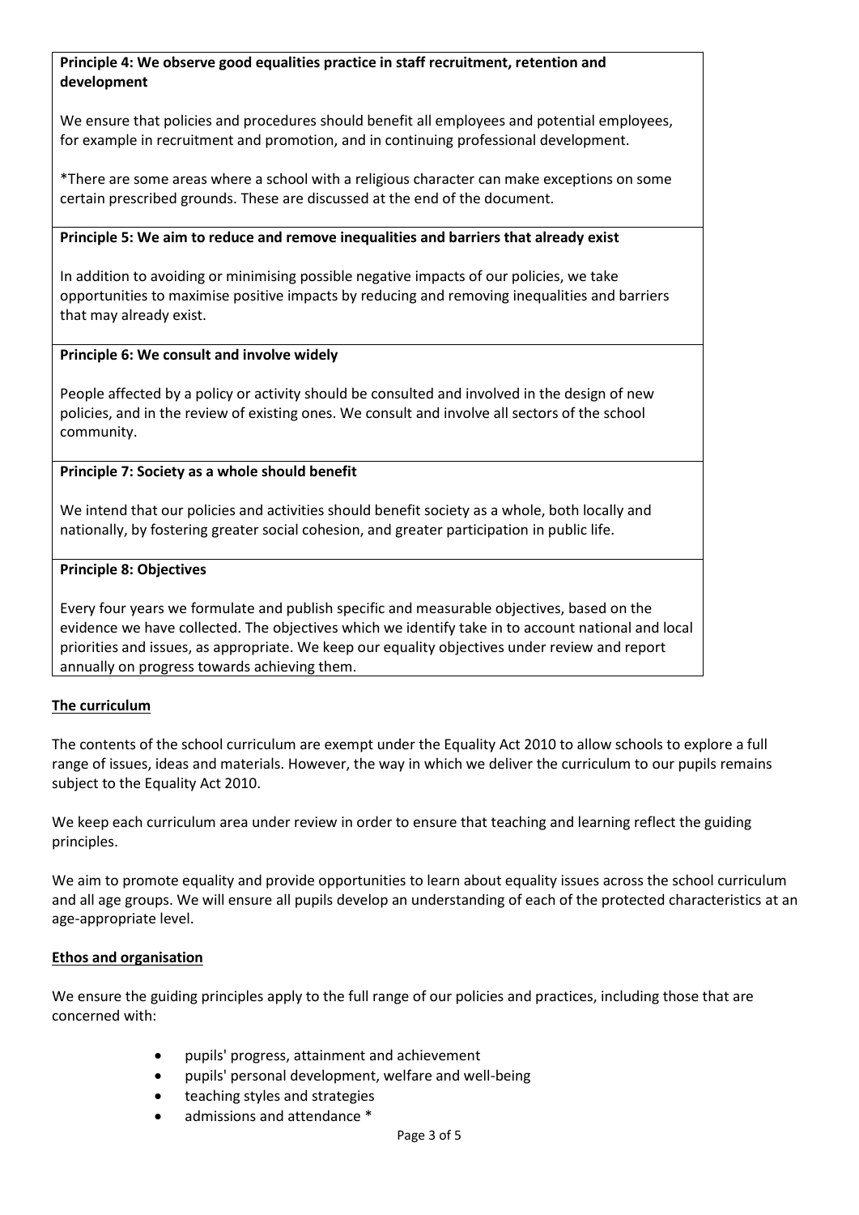**Principle 4: We observe good equalities practice in staff recruitment, retention and development**

We ensure that policies and procedures should benefit all employees and potential employees, for example in recruitment and promotion, and in continuing professional development.

*There are some areas where a school with a religious character can make exceptions on some certain prescribed grounds. These are discussed at the end of the document.

**Principle 5: We aim to reduce and remove inequalities and barriers that already exist**

In addition to avoiding or minimising possible negative impacts of our policies, we take opportunities to maximise positive impacts by reducing and removing inequalities and barriers that may already exist.

**Principle 6: We consult and involve widely**

People affected by a policy or activity should be consulted and involved in the design of new policies, and in the review of existing ones. We consult and involve all sectors of the school community.

**Principle 7: Society as a whole should benefit**

We intend that our policies and activities should benefit society as a whole, both locally and nationally, by fostering greater social cohesion, and greater participation in public life.

**Principle 8: Objectives**

Every four years we formulate and publish specific and measurable objectives, based on the evidence we have collected. The objectives which we identify take in to account national and local priorities and issues, as appropriate. We keep our equality objectives under review and report annually on progress towards achieving them.

## The curriculum

The contents of the school curriculum are exempt under the Equality Act 2010 to allow schools to explore a full range of issues, ideas and materials. However, the way in which we deliver the curriculum to our pupils remains subject to the Equality Act 2010.

We keep each curriculum area under review in order to ensure that teaching and learning reflect the guiding principles.

We aim to promote equality and provide opportunities to learn about equality issues across the school curriculum and all age groups. We will ensure all pupils develop an understanding of each of the protected characteristics at an age-appropriate level.

## Ethos and organisation

We ensure the guiding principles apply to the full range of our policies and practices, including those that are concerned with:

- pupils' progress, attainment and achievement
- pupils' personal development, welfare and well-being
- teaching styles and strategies
- admissions and attendance *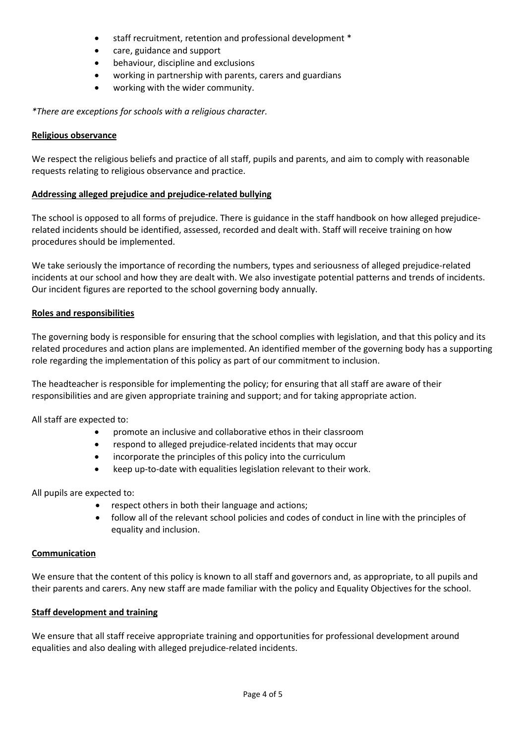- staff recruitment, retention and professional development *
- care, guidance and support
- behaviour, discipline and exclusions
- working in partnership with parents, carers and guardians
- working with the wider community.

*\*There are exceptions for schools with a religious character.*

### Religious observance

We respect the religious beliefs and practice of all staff, pupils and parents, and aim to comply with reasonable requests relating to religious observance and practice.

### Addressing alleged prejudice and prejudice-related bullying

The school is opposed to all forms of prejudice. There is guidance in the staff handbook on how alleged prejudice-related incidents should be identified, assessed, recorded and dealt with. Staff will receive training on how procedures should be implemented.

We take seriously the importance of recording the numbers, types and seriousness of alleged prejudice-related incidents at our school and how they are dealt with. We also investigate potential patterns and trends of incidents. Our incident figures are reported to the school governing body annually.

### Roles and responsibilities

The governing body is responsible for ensuring that the school complies with legislation, and that this policy and its related procedures and action plans are implemented. An identified member of the governing body has a supporting role regarding the implementation of this policy as part of our commitment to inclusion.

The headteacher is responsible for implementing the policy; for ensuring that all staff are aware of their responsibilities and are given appropriate training and support; and for taking appropriate action.

All staff are expected to:

- promote an inclusive and collaborative ethos in their classroom
- respond to alleged prejudice-related incidents that may occur
- incorporate the principles of this policy into the curriculum
- keep up-to-date with equalities legislation relevant to their work.

All pupils are expected to:

- respect others in both their language and actions;
- follow all of the relevant school policies and codes of conduct in line with the principles of equality and inclusion.

### Communication

We ensure that the content of this policy is known to all staff and governors and, as appropriate, to all pupils and their parents and carers. Any new staff are made familiar with the policy and Equality Objectives for the school.

### Staff development and training

We ensure that all staff receive appropriate training and opportunities for professional development around equalities and also dealing with alleged prejudice-related incidents.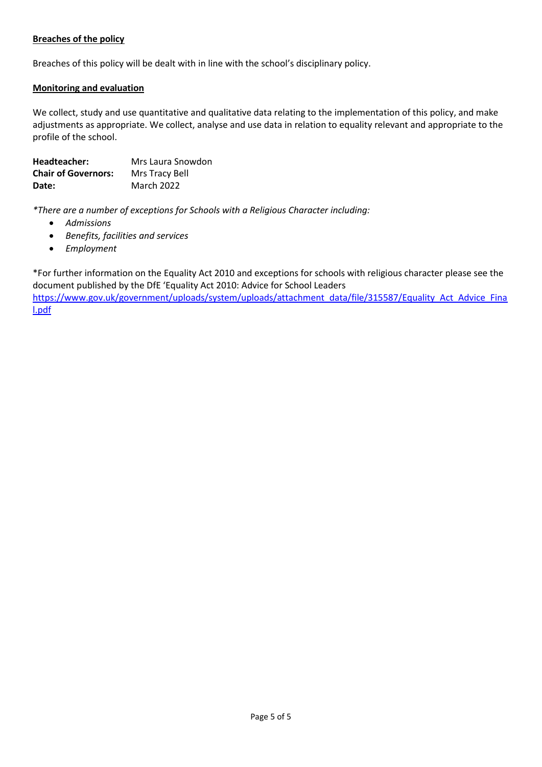**Breaches of the policy**

Breaches of this policy will be dealt with in line with the school's disciplinary policy.

**Monitoring and evaluation**

We collect, study and use quantitative and qualitative data relating to the implementation of this policy, and make adjustments as appropriate. We collect, analyse and use data in relation to equality relevant and appropriate to the profile of the school.

| | |
|---|---|
| **Headteacher:** | Mrs Laura Snowdon |
| **Chair of Governors:** | Mrs Tracy Bell |
| **Date:** | March 2022 |

*\*There are a number of exceptions for Schools with a Religious Character including:*

- *Admissions*
- *Benefits, facilities and services*
- *Employment*

*For further information on the Equality Act 2010 and exceptions for schools with religious character please see the document published by the DfE 'Equality Act 2010: Advice for School Leaders [https://www.gov.uk/government/uploads/system/uploads/attachment_data/file/315587/Equality_Act_Advice_Final.pdf](https://www.gov.uk/government/uploads/system/uploads/attachment_data/file/315587/Equality_Act_Advice_Final.pdf)